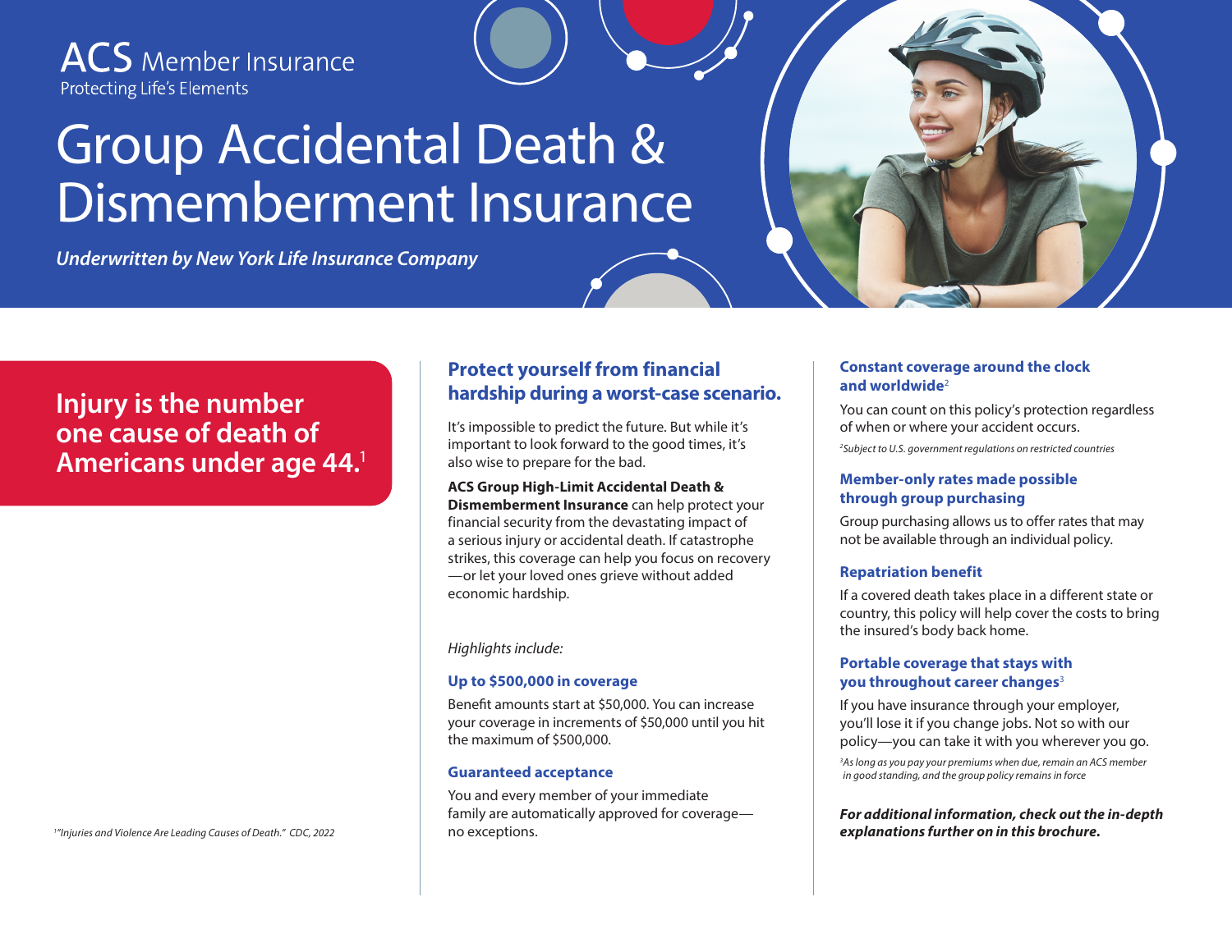ACS Member Insurance
Protecting Life's Elements

# Group Accidental Death & Dismemberment Insurance

***Underwritten by New York Life Insurance Company***

## Injury is the number one cause of death of Americans under age 44.[1]

[1]"Injuries and Violence Are Leading Causes of Death." CDC, 2022

## Protect yourself from financial hardship during a worst-case scenario.

It's impossible to predict the future. But while it's important to look forward to the good times, it's also wise to prepare for the bad.

**ACS Group High-Limit Accidental Death & Dismemberment Insurance** can help protect your financial security from the devastating impact of a serious injury or accidental death. If catastrophe strikes, this coverage can help you focus on recovery —or let your loved ones grieve without added economic hardship.

*Highlights include:*

### Up to $500,000 in coverage

Benefit amounts start at $50,000. You can increase your coverage in increments of $50,000 until you hit the maximum of $500,000.

### Guaranteed acceptance

You and every member of your immediate family are automatically approved for coverage— no exceptions.

### Constant coverage around the clock and worldwide[2]

You can count on this policy's protection regardless of when or where your accident occurs.

*[2]Subject to U.S. government regulations on restricted countries*

### Member-only rates made possible through group purchasing

Group purchasing allows us to offer rates that may not be available through an individual policy.

### Repatriation benefit

If a covered death takes place in a different state or country, this policy will help cover the costs to bring the insured's body back home.

### Portable coverage that stays with you throughout career changes[3]

If you have insurance through your employer, you'll lose it if you change jobs. Not so with our policy—you can take it with you wherever you go.

*[3]As long as you pay your premiums when due, remain an ACS member in good standing, and the group policy remains in force*

***For additional information, check out the in-depth explanations further on in this brochure.***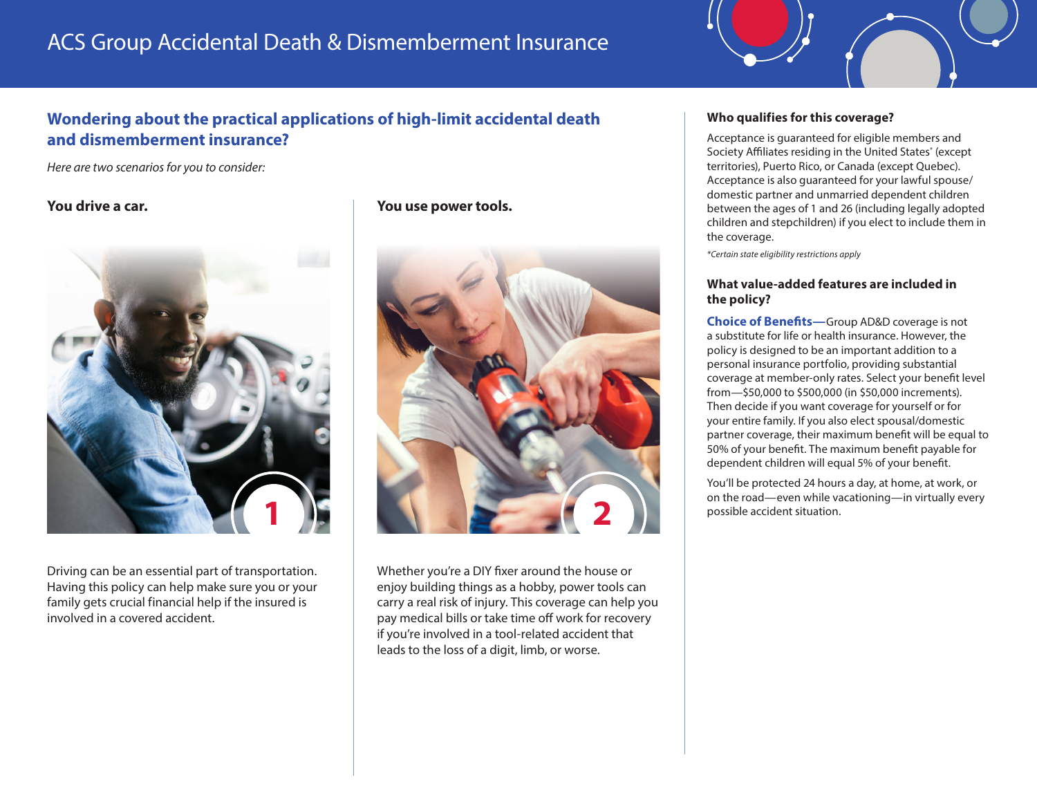# ACS Group Accidental Death & Dismemberment Insurance

## Wondering about the practical applications of high-limit accidental death and dismemberment insurance?

*Here are two scenarios for you to consider:*

### You drive a car.

1

Driving can be an essential part of transportation. Having this policy can help make sure you or your family gets crucial financial help if the insured is involved in a covered accident.

### You use power tools.

2

Whether you're a DIY fixer around the house or enjoy building things as a hobby, power tools can carry a real risk of injury. This coverage can help you pay medical bills or take time off work for recovery if you're involved in a tool-related accident that leads to the loss of a digit, limb, or worse.

### Who qualifies for this coverage?

Acceptance is guaranteed for eligible members and Society Affiliates residing in the United States* (except territories), Puerto Rico, or Canada (except Quebec). Acceptance is also guaranteed for your lawful spouse/domestic partner and unmarried dependent children between the ages of 1 and 26 (including legally adopted children and stepchildren) if you elect to include them in the coverage.

*\*Certain state eligibility restrictions apply*

### What value-added features are included in the policy?

**Choice of Benefits—**Group AD&D coverage is not a substitute for life or health insurance. However, the policy is designed to be an important addition to a personal insurance portfolio, providing substantial coverage at member-only rates. Select your benefit level from—$50,000 to $500,000 (in $50,000 increments). Then decide if you want coverage for yourself or for your entire family. If you also elect spousal/domestic partner coverage, their maximum benefit will be equal to 50% of your benefit. The maximum benefit payable for dependent children will equal 5% of your benefit.

You'll be protected 24 hours a day, at home, at work, or on the road—even while vacationing—in virtually every possible accident situation.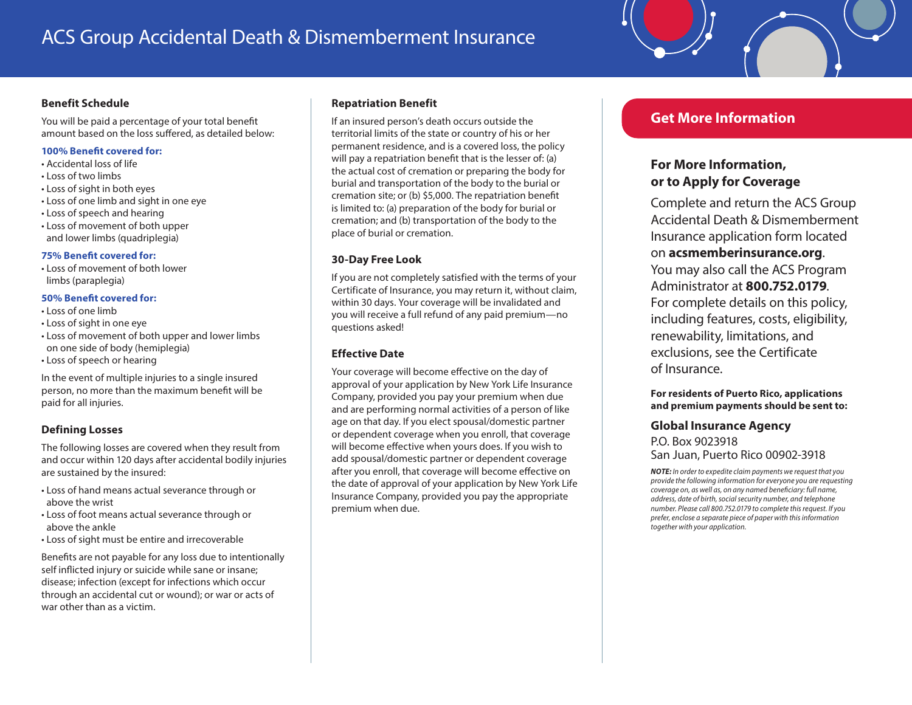# ACS Group Accidental Death & Dismemberment Insurance

## Benefit Schedule

You will be paid a percentage of your total benefit amount based on the loss suffered, as detailed below:

**100% Benefit covered for:**

- Accidental loss of life
- Loss of two limbs
- Loss of sight in both eyes
- Loss of one limb and sight in one eye
- Loss of speech and hearing
- Loss of movement of both upper and lower limbs (quadriplegia)

**75% Benefit covered for:**

- Loss of movement of both lower limbs (paraplegia)

**50% Benefit covered for:**

- Loss of one limb
- Loss of sight in one eye
- Loss of movement of both upper and lower limbs on one side of body (hemiplegia)
- Loss of speech or hearing

In the event of multiple injuries to a single insured person, no more than the maximum benefit will be paid for all injuries.

## Defining Losses

The following losses are covered when they result from and occur within 120 days after accidental bodily injuries are sustained by the insured:

- Loss of hand means actual severance through or above the wrist
- Loss of foot means actual severance through or above the ankle
- Loss of sight must be entire and irrecoverable

Benefits are not payable for any loss due to intentionally self inflicted injury or suicide while sane or insane; disease; infection (except for infections which occur through an accidental cut or wound); or war or acts of war other than as a victim.

## Repatriation Benefit

If an insured person's death occurs outside the territorial limits of the state or country of his or her permanent residence, and is a covered loss, the policy will pay a repatriation benefit that is the lesser of: (a) the actual cost of cremation or preparing the body for burial and transportation of the body to the burial or cremation site; or (b) $5,000. The repatriation benefit is limited to: (a) preparation of the body for burial or cremation; and (b) transportation of the body to the place of burial or cremation.

## 30-Day Free Look

If you are not completely satisfied with the terms of your Certificate of Insurance, you may return it, without claim, within 30 days. Your coverage will be invalidated and you will receive a full refund of any paid premium—no questions asked!

## Effective Date

Your coverage will become effective on the day of approval of your application by New York Life Insurance Company, provided you pay your premium when due and are performing normal activities of a person of like age on that day. If you elect spousal/domestic partner or dependent coverage when you enroll, that coverage will become effective when yours does. If you wish to add spousal/domestic partner or dependent coverage after you enroll, that coverage will become effective on the date of approval of your application by New York Life Insurance Company, provided you pay the appropriate premium when due.

## Get More Information

### For More Information, or to Apply for Coverage

Complete and return the ACS Group Accidental Death & Dismemberment Insurance application form located on **acsmemberinsurance.org**. You may also call the ACS Program Administrator at **800.752.0179**. For complete details on this policy, including features, costs, eligibility, renewability, limitations, and exclusions, see the Certificate of Insurance.

**For residents of Puerto Rico, applications and premium payments should be sent to:**

**Global Insurance Agency**
P.O. Box 9023918
San Juan, Puerto Rico 00902-3918

***NOTE:*** *In order to expedite claim payments we request that you provide the following information for everyone you are requesting coverage on, as well as, on any named beneficiary: full name, address, date of birth, social security number, and telephone number. Please call 800.752.0179 to complete this request. If you prefer, enclose a separate piece of paper with this information together with your application.*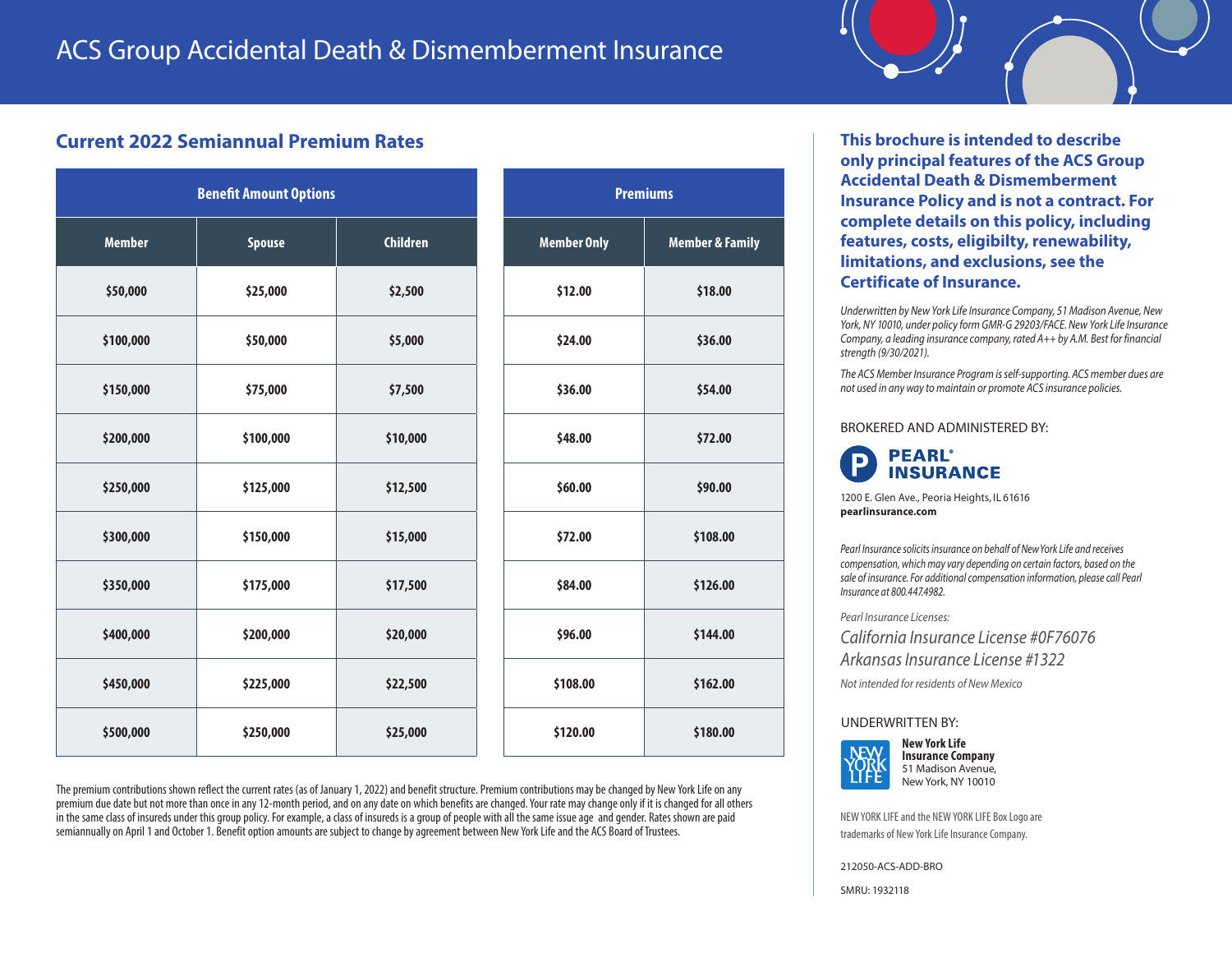# ACS Group Accidental Death & Dismemberment Insurance

## Current 2022 Semiannual Premium Rates

| Benefit Amount Options | | | Premiums | |
|---|---|---|---|---|
| Member | Spouse | Children | Member Only | Member & Family |
| $50,000 | $25,000 | $2,500 | $12.00 | $18.00 |
| $100,000 | $50,000 | $5,000 | $24.00 | $36.00 |
| $150,000 | $75,000 | $7,500 | $36.00 | $54.00 |
| $200,000 | $100,000 | $10,000 | $48.00 | $72.00 |
| $250,000 | $125,000 | $12,500 | $60.00 | $90.00 |
| $300,000 | $150,000 | $15,000 | $72.00 | $108.00 |
| $350,000 | $175,000 | $17,500 | $84.00 | $126.00 |
| $400,000 | $200,000 | $20,000 | $96.00 | $144.00 |
| $450,000 | $225,000 | $22,500 | $108.00 | $162.00 |
| $500,000 | $250,000 | $25,000 | $120.00 | $180.00 |

The premium contributions shown reflect the current rates (as of January 1, 2022) and benefit structure. Premium contributions may be changed by New York Life on any premium due date but not more than once in any 12-month period, and on any date on which benefits are changed. Your rate may change only if it is changed for all others in the same class of insureds under this group policy. For example, a class of insureds is a group of people with all the same issue age and gender. Rates shown are paid semiannually on April 1 and October 1. Benefit option amounts are subject to change by agreement between New York Life and the ACS Board of Trustees.

**This brochure is intended to describe only principal features of the ACS Group Accidental Death & Dismemberment Insurance Policy and is not a contract. For complete details on this policy, including features, costs, eligibilty, renewability, limitations, and exclusions, see the Certificate of Insurance.**

*Underwritten by New York Life Insurance Company, 51 Madison Avenue, New York, NY 10010, under policy form GMR-G 29203/FACE. New York Life Insurance Company, a leading insurance company, rated A++ by A.M. Best for financial strength (9/30/2021).*

*The ACS Member Insurance Program is self-supporting. ACS member dues are not used in any way to maintain or promote ACS insurance policies.*

BROKERED AND ADMINISTERED BY:

**PEARL® INSURANCE**

1200 E. Glen Ave., Peoria Heights, IL 61616
**pearlinsurance.com**

*Pearl Insurance solicits insurance on behalf of New York Life and receives compensation, which may vary depending on certain factors, based on the sale of insurance. For additional compensation information, please call Pearl Insurance at 800.447.4982.*

*Pearl Insurance Licenses:*

*California Insurance License #0F76076*
*Arkansas Insurance License #1322*

*Not intended for residents of New Mexico*

UNDERWRITTEN BY:

**New York Life Insurance Company**
51 Madison Avenue,
New York, NY 10010

NEW YORK LIFE and the NEW YORK LIFE Box Logo are trademarks of New York Life Insurance Company.

212050-ACS-ADD-BRO

SMRU: 1932118